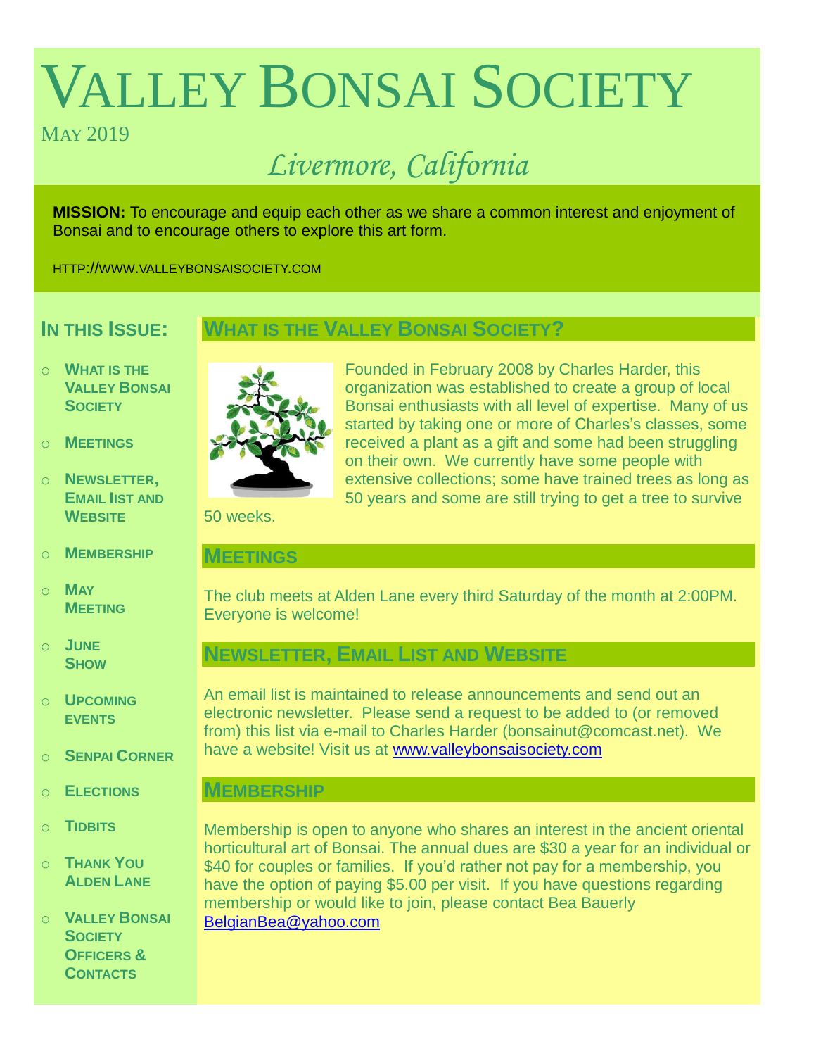# Valley Bonsai Society

May 2019

*Livermore, California*

**MISSION:** To encourage and equip each other as we share a common interest and enjoyment of Bonsai and to encourage others to explore this art form.

HTTP://WWW.VALLEYBONSAISOCIETY.COM

## In this Issue:

- What is the Valley Bonsai Society
- Meetings
- Newsletter, Email list and Website
- Membership
- May Meeting
- June Show
- Upcoming events
- Senpai Corner
- Elections
- Tidbits
- Thank You Alden Lane
- Valley Bonsai Society Officers & Contacts

## What is the Valley Bonsai Society?

Founded in February 2008 by Charles Harder, this organization was established to create a group of local Bonsai enthusiasts with all level of expertise. Many of us started by taking one or more of Charles's classes, some received a plant as a gift and some had been struggling on their own. We currently have some people with extensive collections; some have trained trees as long as 50 years and some are still trying to get a tree to survive 50 weeks.

## Meetings

The club meets at Alden Lane every third Saturday of the month at 2:00PM. Everyone is welcome!

## Newsletter, Email List and Website

An email list is maintained to release announcements and send out an electronic newsletter. Please send a request to be added to (or removed from) this list via e-mail to Charles Harder (bonsainut@comcast.net). We have a website! Visit us at www.valleybonsaisociety.com

## Membership

Membership is open to anyone who shares an interest in the ancient oriental horticultural art of Bonsai. The annual dues are $30 a year for an individual or $40 for couples or families. If you'd rather not pay for a membership, you have the option of paying $5.00 per visit. If you have questions regarding membership or would like to join, please contact Bea Bauerly BelgianBea@yahoo.com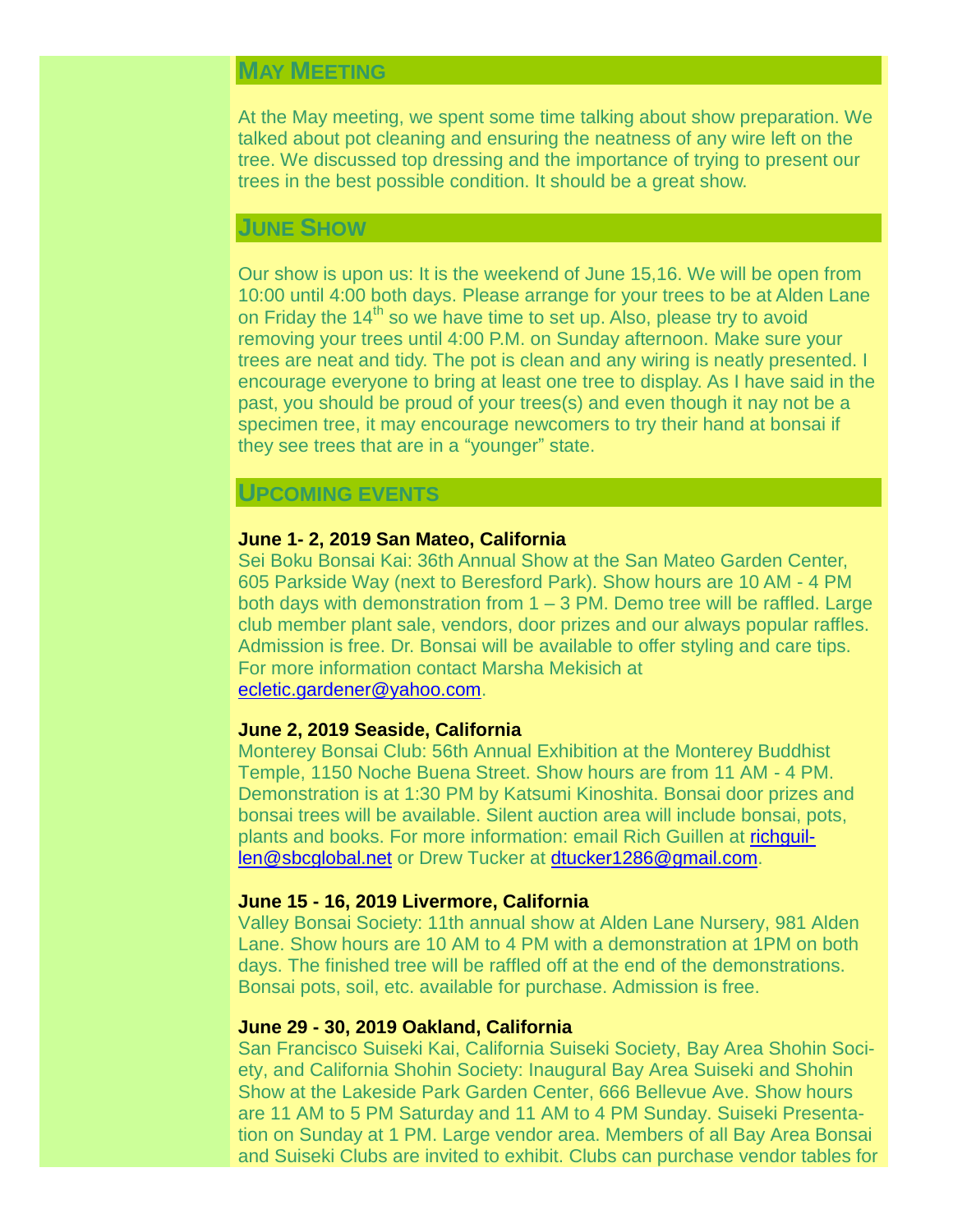## May Meeting

At the May meeting, we spent some time talking about show preparation. We talked about pot cleaning and ensuring the neatness of any wire left on the tree. We discussed top dressing and the importance of trying to present our trees in the best possible condition. It should be a great show.

## June Show

Our show is upon us: It is the weekend of June 15,16. We will be open from 10:00 until 4:00 both days. Please arrange for your trees to be at Alden Lane on Friday the 14th so we have time to set up. Also, please try to avoid removing your trees until 4:00 P.M. on Sunday afternoon. Make sure your trees are neat and tidy. The pot is clean and any wiring is neatly presented. I encourage everyone to bring at least one tree to display. As I have said in the past, you should be proud of your trees(s) and even though it nay not be a specimen tree, it may encourage newcomers to try their hand at bonsai if they see trees that are in a "younger" state.

## Upcoming events

**June 1- 2, 2019 San Mateo, California**
Sei Boku Bonsai Kai: 36th Annual Show at the San Mateo Garden Center, 605 Parkside Way (next to Beresford Park). Show hours are 10 AM - 4 PM both days with demonstration from 1 – 3 PM. Demo tree will be raffled. Large club member plant sale, vendors, door prizes and our always popular raffles. Admission is free. Dr. Bonsai will be available to offer styling and care tips. For more information contact Marsha Mekisich at ecletic.gardener@yahoo.com.

**June 2, 2019 Seaside, California**
Monterey Bonsai Club: 56th Annual Exhibition at the Monterey Buddhist Temple, 1150 Noche Buena Street. Show hours are from 11 AM - 4 PM. Demonstration is at 1:30 PM by Katsumi Kinoshita. Bonsai door prizes and bonsai trees will be available. Silent auction area will include bonsai, pots, plants and books. For more information: email Rich Guillen at richguillen@sbcglobal.net or Drew Tucker at dtucker1286@gmail.com.

**June 15 - 16, 2019 Livermore, California**
Valley Bonsai Society: 11th annual show at Alden Lane Nursery, 981 Alden Lane. Show hours are 10 AM to 4 PM with a demonstration at 1PM on both days. The finished tree will be raffled off at the end of the demonstrations. Bonsai pots, soil, etc. available for purchase. Admission is free.

**June 29 - 30, 2019 Oakland, California**
San Francisco Suiseki Kai, California Suiseki Society, Bay Area Shohin Society, and California Shohin Society: Inaugural Bay Area Suiseki and Shohin Show at the Lakeside Park Garden Center, 666 Bellevue Ave. Show hours are 11 AM to 5 PM Saturday and 11 AM to 4 PM Sunday. Suiseki Presentation on Sunday at 1 PM. Large vendor area. Members of all Bay Area Bonsai and Suiseki Clubs are invited to exhibit. Clubs can purchase vendor tables for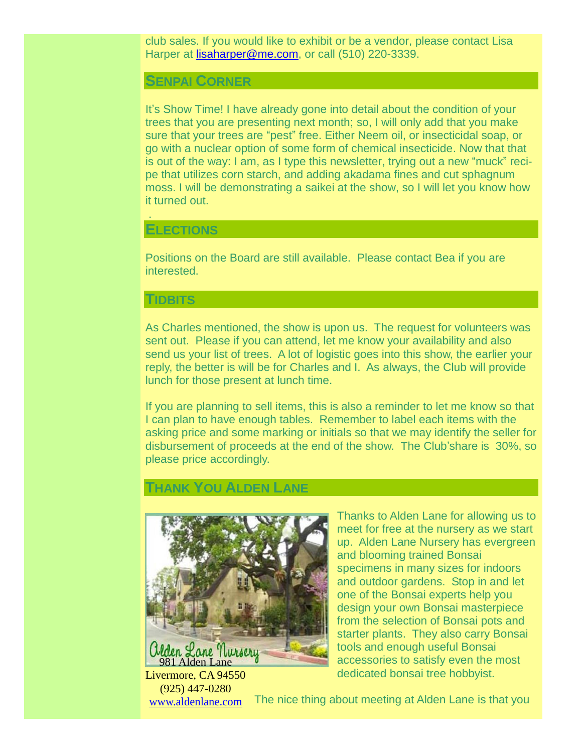club sales. If you would like to exhibit or be a vendor, please contact Lisa Harper at lisaharper@me.com, or call (510) 220-3339.

## SENPAI CORNER

It's Show Time! I have already gone into detail about the condition of your trees that you are presenting next month; so, I will only add that you make sure that your trees are "pest" free. Either Neem oil, or insecticidal soap, or go with a nuclear option of some form of chemical insecticide. Now that that is out of the way: I am, as I type this newsletter, trying out a new "muck" recipe that utilizes corn starch, and adding akadama fines and cut sphagnum moss. I will be demonstrating a saikei at the show, so I will let you know how it turned out.

## ELECTIONS

Positions on the Board are still available. Please contact Bea if you are interested.

## TIDBITS

As Charles mentioned, the show is upon us. The request for volunteers was sent out. Please if you can attend, let me know your availability and also send us your list of trees. A lot of logistic goes into this show, the earlier your reply, the better is will be for Charles and I. As always, the Club will provide lunch for those present at lunch time.

If you are planning to sell items, this is also a reminder to let me know so that I can plan to have enough tables. Remember to label each items with the asking price and some marking or initials so that we may identify the seller for disbursement of proceeds at the end of the show. The Club'share is 30%, so please price accordingly.

## THANK YOU ALDEN LANE

Alden Lane Nursery
981 Alden Lane
Livermore, CA 94550
(925) 447-0280
www.aldenlane.com

Thanks to Alden Lane for allowing us to meet for free at the nursery as we start up. Alden Lane Nursery has evergreen and blooming trained Bonsai specimens in many sizes for indoors and outdoor gardens. Stop in and let one of the Bonsai experts help you design your own Bonsai masterpiece from the selection of Bonsai pots and starter plants. They also carry Bonsai tools and enough useful Bonsai accessories to satisfy even the most dedicated bonsai tree hobbyist.

The nice thing about meeting at Alden Lane is that you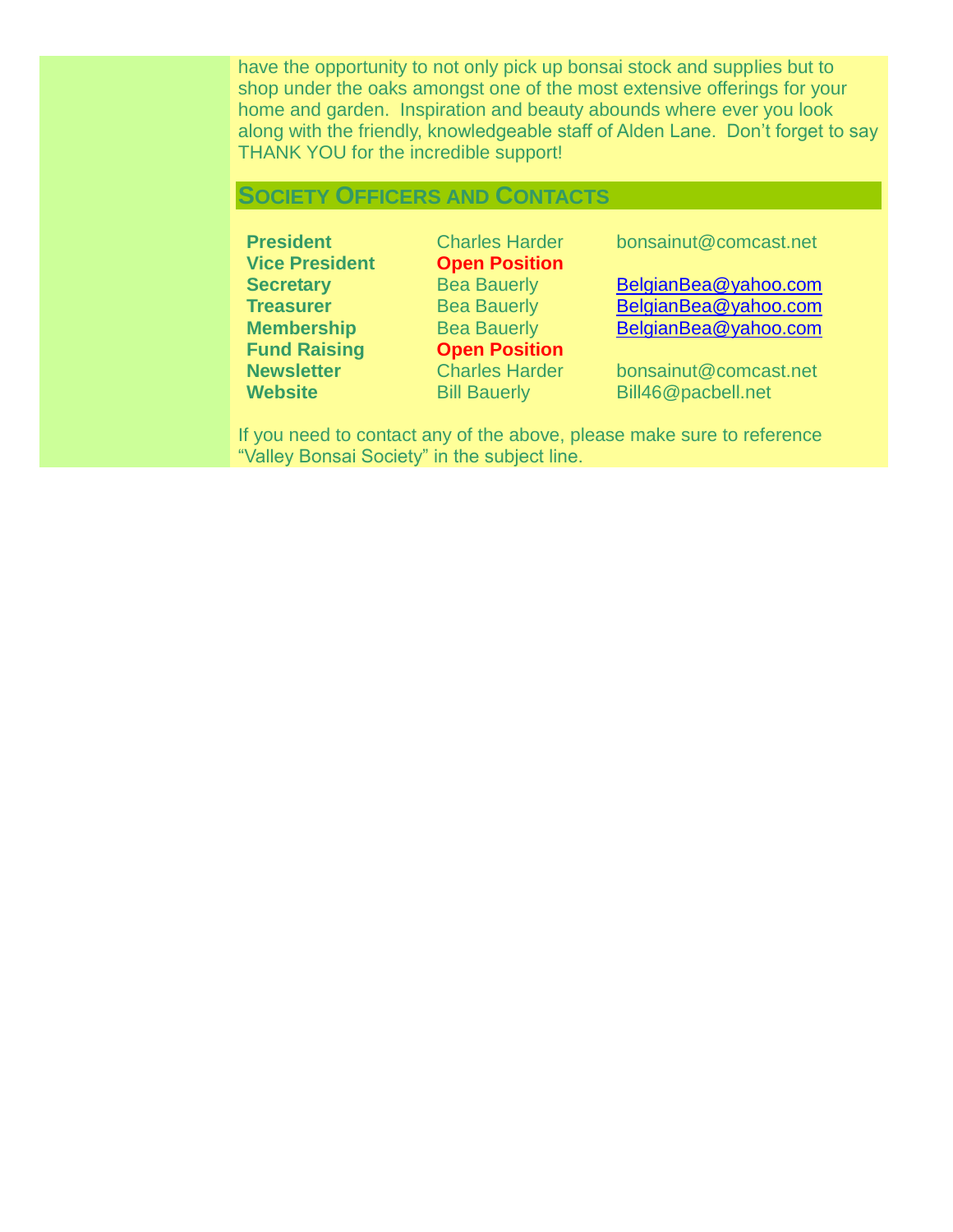have the opportunity to not only pick up bonsai stock and supplies but to shop under the oaks amongst one of the most extensive offerings for your home and garden. Inspiration and beauty abounds where ever you look along with the friendly, knowledgeable staff of Alden Lane. Don't forget to say THANK YOU for the incredible support!

## Society Officers and Contacts

| | | |
|---|---|---|
| **President** | Charles Harder | bonsainut@comcast.net |
| **Vice President** | **Open Position** | |
| **Secretary** | Bea Bauerly | BelgianBea@yahoo.com |
| **Treasurer** | Bea Bauerly | BelgianBea@yahoo.com |
| **Membership** | Bea Bauerly | BelgianBea@yahoo.com |
| **Fund Raising** | **Open Position** | |
| **Newsletter** | Charles Harder | bonsainut@comcast.net |
| **Website** | Bill Bauerly | Bill46@pacbell.net |

If you need to contact any of the above, please make sure to reference "Valley Bonsai Society" in the subject line.